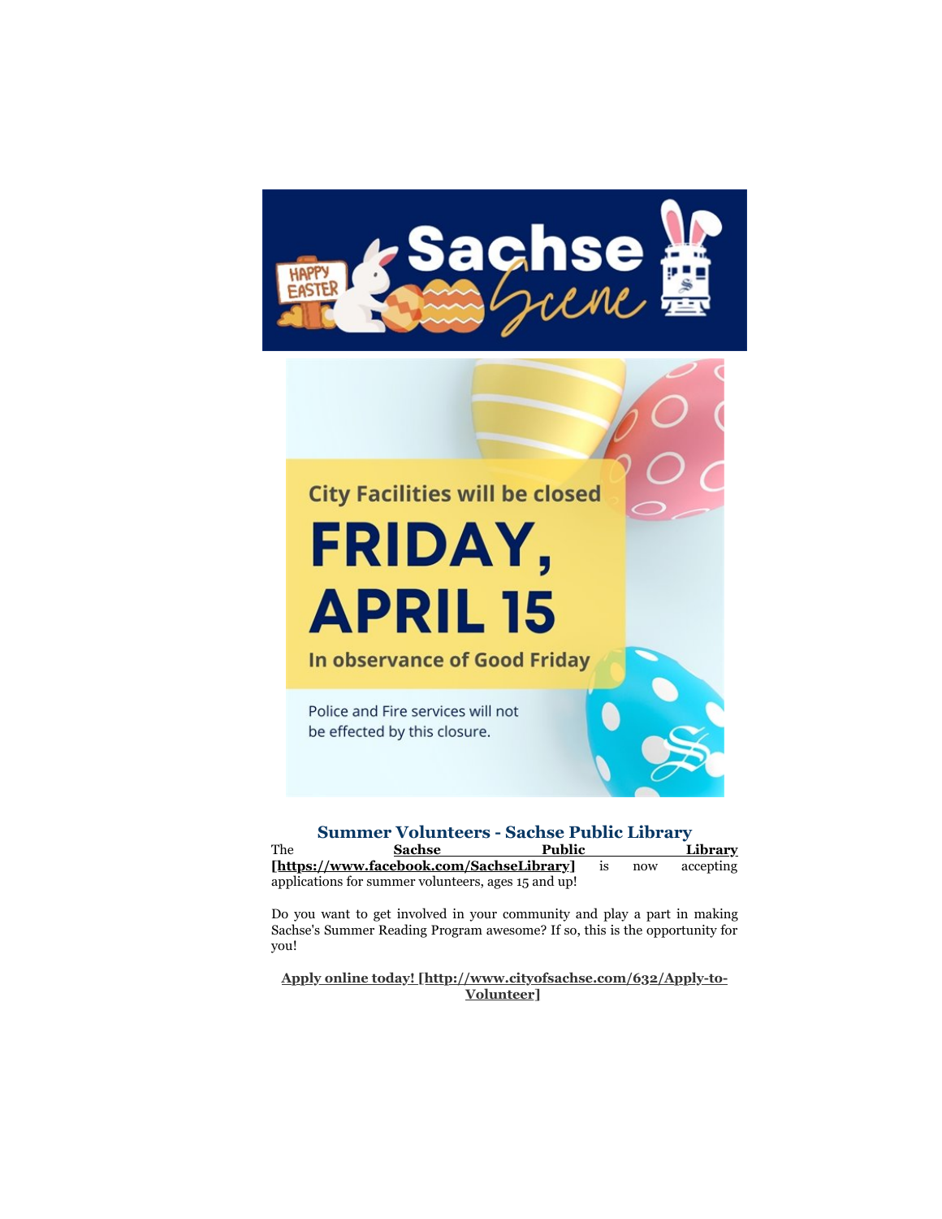# Sachse Scene

City Facilities will be closed

**FRIDAY, APRIL 15**

In observance of Good Friday

Police and Fire services will not be effected by this closure.

## Summer Volunteers - Sachse Public Library

The **Sachse Public Library [https://www.facebook.com/SachseLibrary]** is now accepting applications for summer volunteers, ages 15 and up!

Do you want to get involved in your community and play a part in making Sachse's Summer Reading Program awesome? If so, this is the opportunity for you!

**Apply online today! [http://www.cityofsachse.com/632/Apply-to-Volunteer]**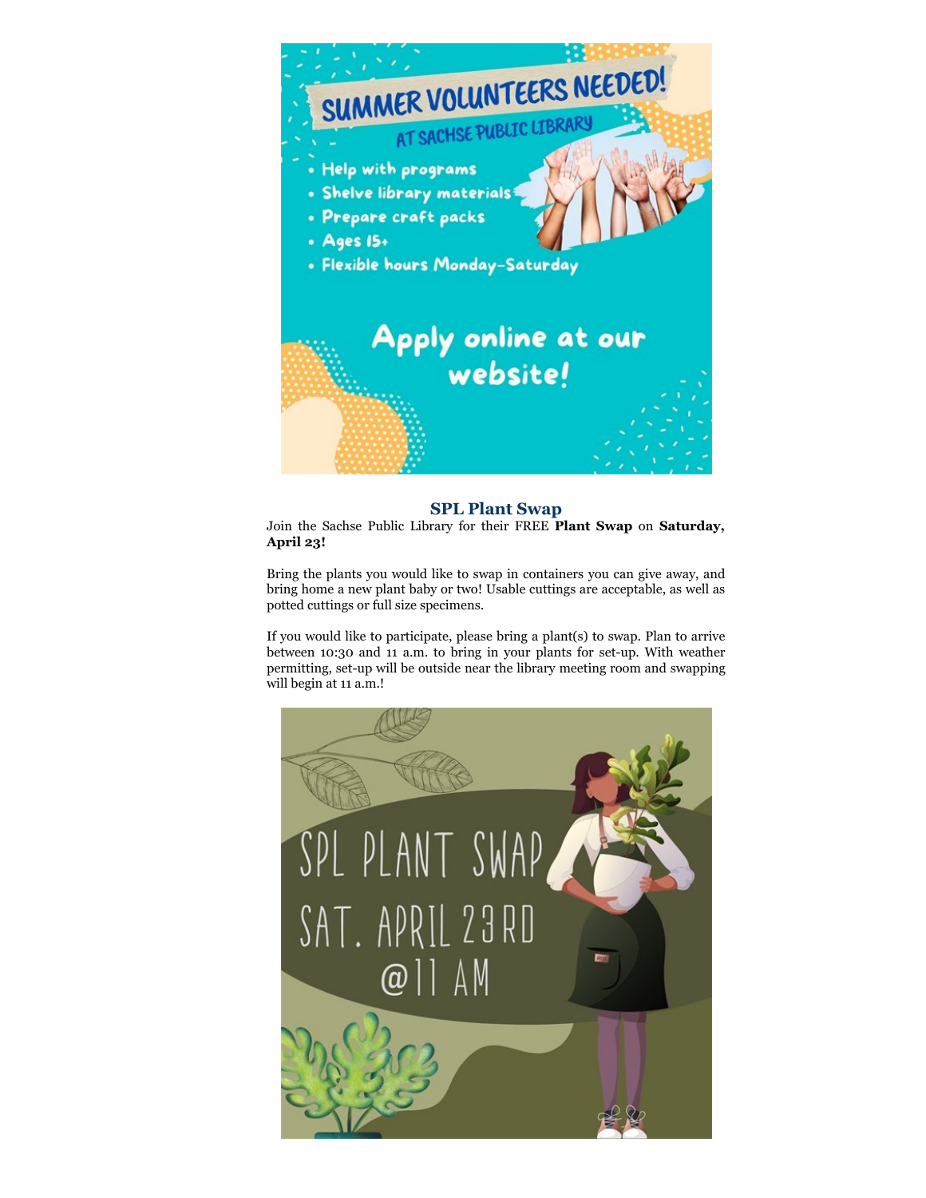SUMMER VOLUNTEERS NEEDED!

AT SACHSE PUBLIC LIBRARY

- Help with programs
- Shelve library materials
- Prepare craft packs
- Ages 15+
- Flexible hours Monday-Saturday

Apply online at our website!

## SPL Plant Swap

Join the Sachse Public Library for their FREE **Plant Swap** on **Saturday, April 23!**

Bring the plants you would like to swap in containers you can give away, and bring home a new plant baby or two! Usable cuttings are acceptable, as well as potted cuttings or full size specimens.

If you would like to participate, please bring a plant(s) to swap. Plan to arrive between 10:30 and 11 a.m. to bring in your plants for set-up. With weather permitting, set-up will be outside near the library meeting room and swapping will begin at 11 a.m.!

SPL PLANT SWAP

SAT. APRIL 23RD

@11 AM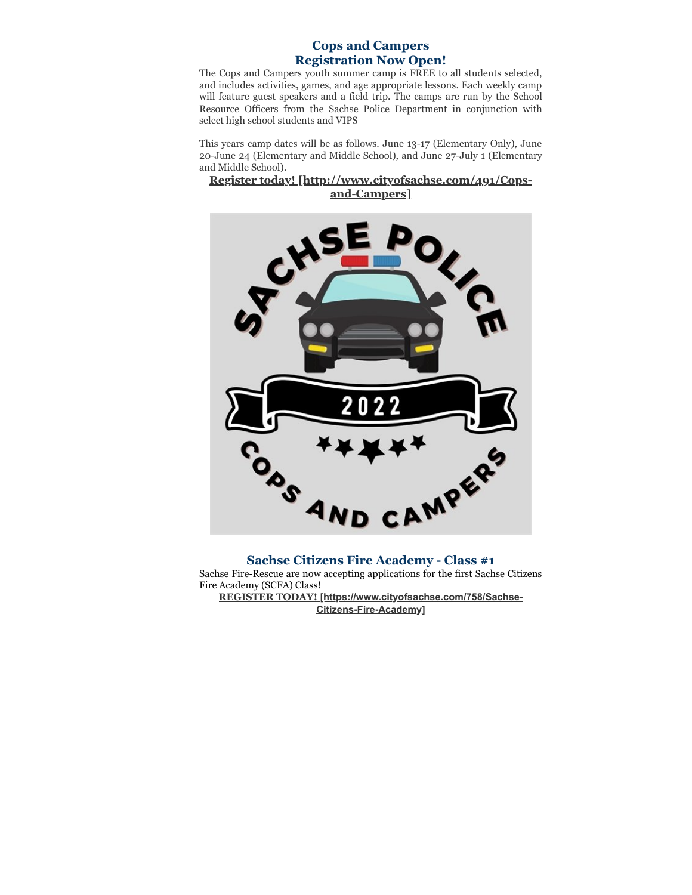## Cops and Campers
## Registration Now Open!

The Cops and Campers youth summer camp is FREE to all students selected, and includes activities, games, and age appropriate lessons. Each weekly camp will feature guest speakers and a field trip. The camps are run by the School Resource Officers from the Sachse Police Department in conjunction with select high school students and VIPS

This years camp dates will be as follows. June 13-17 (Elementary Only), June 20-June 24 (Elementary and Middle School), and June 27-July 1 (Elementary and Middle School).

**Register today! [http://www.cityofsachse.com/491/Cops-and-Campers]**

## Sachse Citizens Fire Academy - Class #1

Sachse Fire-Rescue are now accepting applications for the first Sachse Citizens Fire Academy (SCFA) Class!

**REGISTER TODAY! [https://www.cityofsachse.com/758/Sachse-Citizens-Fire-Academy]**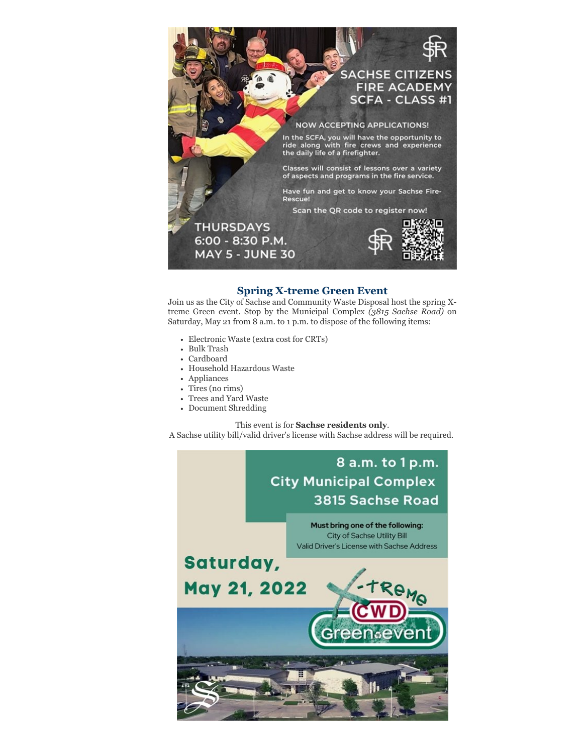SACHSE CITIZENS FIRE ACADEMY
SCFA - CLASS #1

NOW ACCEPTING APPLICATIONS!

In the SCFA, you will have the opportunity to ride along with fire crews and experience the daily life of a firefighter.

Classes will consist of lessons over a variety of aspects and programs in the fire service.

Have fun and get to know your Sachse Fire-Rescue!

Scan the QR code to register now!

THURSDAYS
6:00 - 8:30 P.M.
MAY 5 - JUNE 30

### Spring X-treme Green Event

Join us as the City of Sachse and Community Waste Disposal host the spring X-treme Green event. Stop by the Municipal Complex *(3815 Sachse Road)* on Saturday, May 21 from 8 a.m. to 1 p.m. to dispose of the following items:

- Electronic Waste (extra cost for CRTs)
- Bulk Trash
- Cardboard
- Household Hazardous Waste
- Appliances
- Tires (no rims)
- Trees and Yard Waste
- Document Shredding

This event is for **Sachse residents only**.
A Sachse utility bill/valid driver's license with Sachse address will be required.

8 a.m. to 1 p.m.
City Municipal Complex
3815 Sachse Road

**Must bring one of the following:**
City of Sachse Utility Bill
Valid Driver's License with Sachse Address

Saturday,
May 21, 2022

X-treme CWD Green event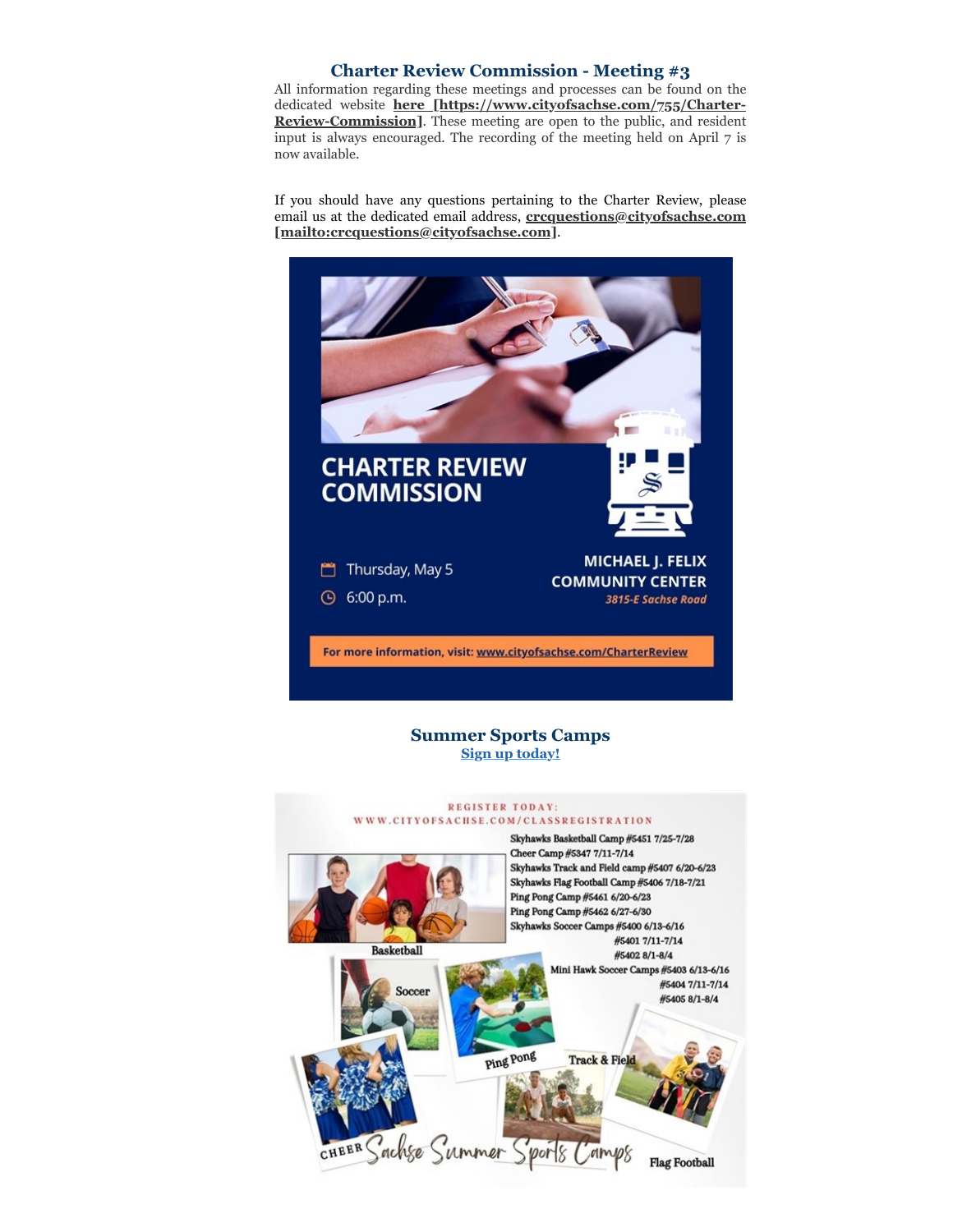## Charter Review Commission - Meeting #3

All information regarding these meetings and processes can be found on the dedicated website **here [https://www.cityofsachse.com/755/Charter-Review-Commission]**. These meeting are open to the public, and resident input is always encouraged. The recording of the meeting held on April 7 is now available.

If you should have any questions pertaining to the Charter Review, please email us at the dedicated email address, **crcquestions@cityofsachse.com [mailto:crcquestions@cityofsachse.com]**.

CHARTER REVIEW COMMISSION

Thursday, May 5

6:00 p.m.

MICHAEL J. FELIX COMMUNITY CENTER

3815-E Sachse Road

For more information, visit: www.cityofsachse.com/CharterReview

## Summer Sports Camps

**Sign up today!**

REGISTER TODAY: WWW.CITYOFSACHSE.COM/CLASSREGISTRATION

- Skyhawks Basketball Camp #5451 7/25-7/28
- Cheer Camp #5347 7/11-7/14
- Skyhawks Track and Field camp #5407 6/20-6/23
- Skyhawks Flag Football Camp #5406 7/18-7/21
- Ping Pong Camp #5461 6/20-6/23
- Ping Pong Camp #5462 6/27-6/30
- Skyhawks Soccer Camps #5400 6/13-6/16, #5401 7/11-7/14, #5402 8/1-8/4
- Mini Hawk Soccer Camps #5403 6/13-6/16, #5404 7/11-7/14, #5405 8/1-8/4

Basketball, Soccer, Ping Pong, Track & Field, Cheer, Flag Football

Sachse Summer Sports Camps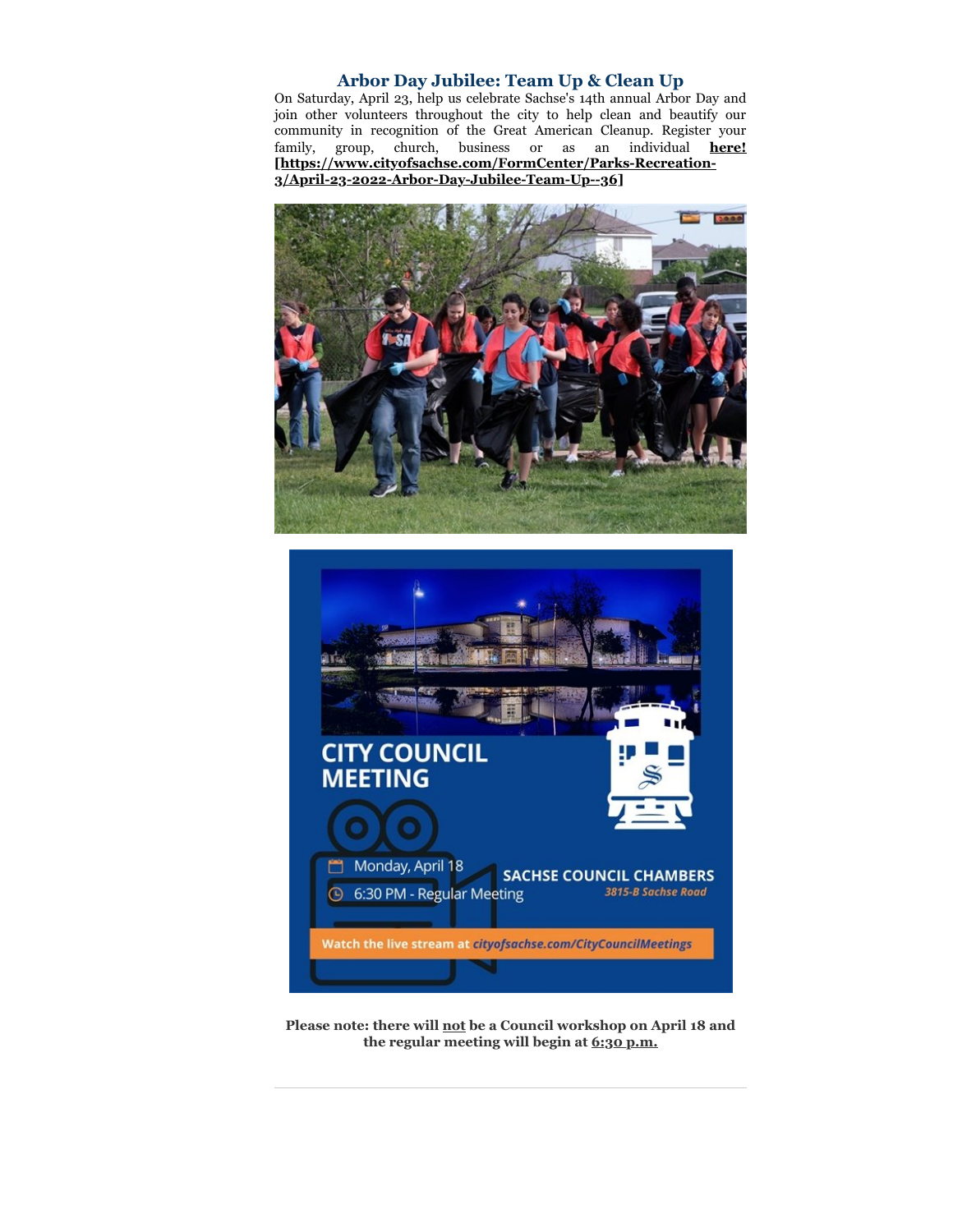## Arbor Day Jubilee: Team Up & Clean Up

On Saturday, April 23, help us celebrate Sachse's 14th annual Arbor Day and join other volunteers throughout the city to help clean and beautify our community in recognition of the Great American Cleanup. Register your family, group, church, business or as an individual **here! [https://www.cityofsachse.com/FormCenter/Parks-Recreation-3/April-23-2022-Arbor-Day-Jubilee-Team-Up--36]**

**Please note: there will not be a Council workshop on April 18 and the regular meeting will begin at 6:30 p.m.**

---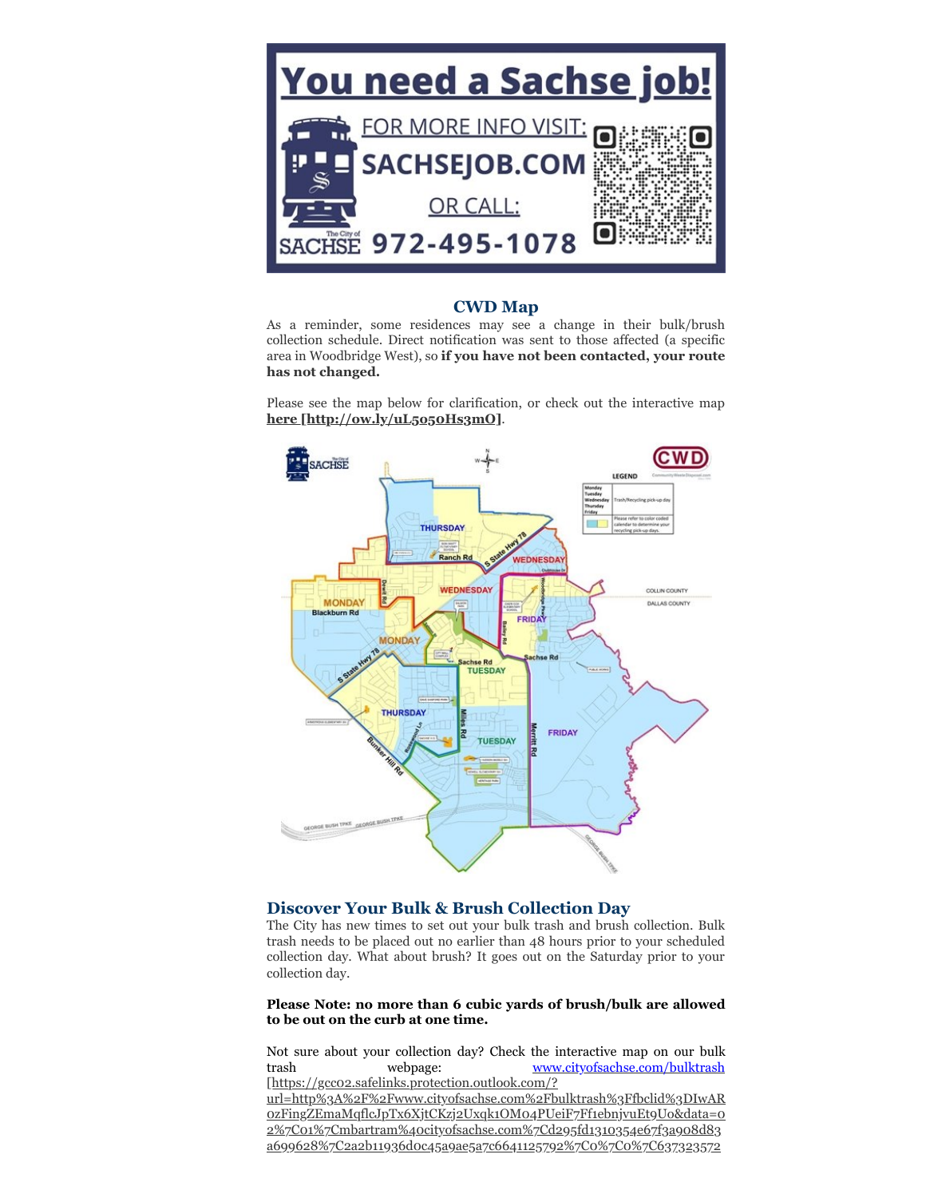## CWD Map

As a reminder, some residences may see a change in their bulk/brush collection schedule. Direct notification was sent to those affected (a specific area in Woodbridge West), so **if you have not been contacted, your route has not changed.**

Please see the map below for clarification, or check out the interactive map **here [http://ow.ly/uL5o50Hs3mO]**.

## Discover Your Bulk & Brush Collection Day

The City has new times to set out your bulk trash and brush collection. Bulk trash needs to be placed out no earlier than 48 hours prior to your scheduled collection day. What about brush? It goes out on the Saturday prior to your collection day.

**Please Note: no more than 6 cubic yards of brush/bulk are allowed to be out on the curb at one time.**

Not sure about your collection day? Check the interactive map on our bulk trash webpage: www.cityofsachse.com/bulktrash [https://gcc02.safelinks.protection.outlook.com/?url=http%3A%2F%2Fwww.cityofsachse.com%2Fbulktrash%3Ffbclid%3DIwAR0zFingZEmaMqflcJpTx6XjtCKzj2Uxqk1OM04PUeiF7Ff1ebnjvuEt9Uo&data=02%7C01%7Cmbartram%40cityofsachse.com%7Cd295fd1310354e67f3a908d83a699628%7C2a2b11936d0c45a9ae5a7c6641125792%7C0%7C0%7C637323572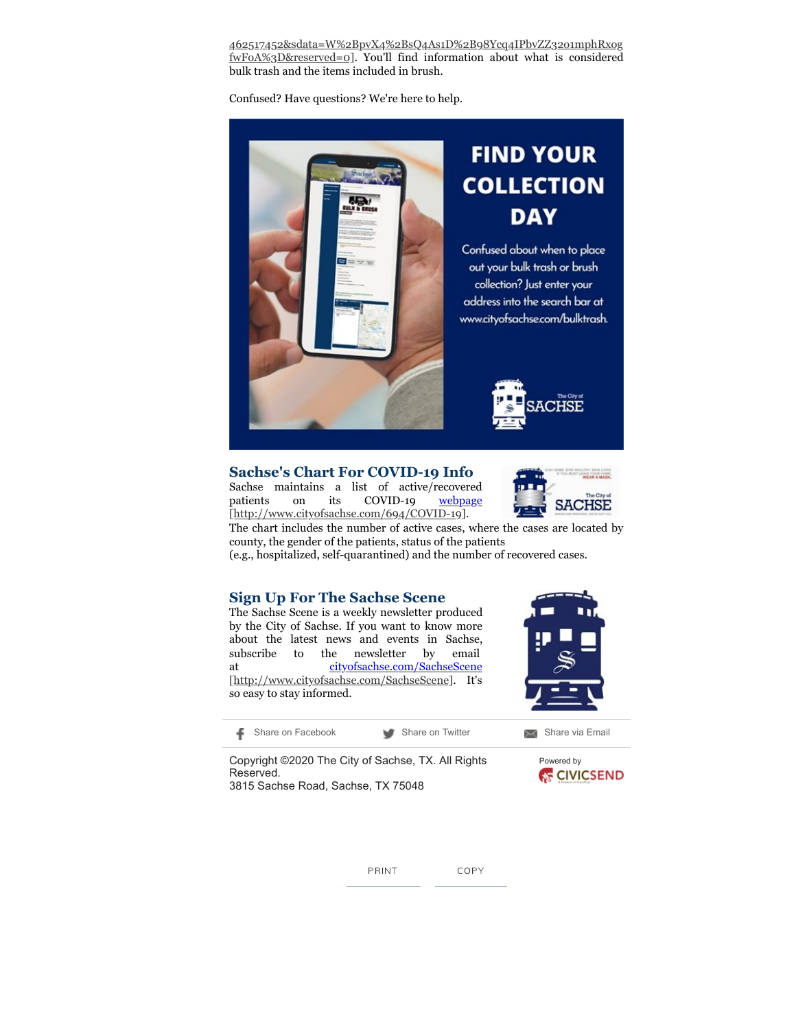462517452&sdata=W%2BpvX4%2BsQ4As1D%2B98Ycq4IPbvZZ3201mphRxog fwF0A%3D&reserved=0]. You'll find information about what is considered bulk trash and the items included in brush.

Confused? Have questions? We're here to help.

FIND YOUR COLLECTION DAY

Confused about when to place out your bulk trash or brush collection? Just enter your address into the search bar at www.cityofsachse.com/bulktrash.

## Sachse's Chart For COVID-19 Info

Sachse maintains a list of active/recovered patients on its COVID-19 webpage [http://www.cityofsachse.com/694/COVID-19]. The chart includes the number of active cases, where the cases are located by county, the gender of the patients, status of the patients (e.g., hospitalized, self-quarantined) and the number of recovered cases.

## Sign Up For The Sachse Scene

The Sachse Scene is a weekly newsletter produced by the City of Sachse. If you want to know more about the latest news and events in Sachse, subscribe to the newsletter by email at cityofsachse.com/SachseScene [http://www.cityofsachse.com/SachseScene]. It's so easy to stay informed.

Share on Facebook | Share on Twitter | Share via Email

Copyright ©2020 The City of Sachse, TX. All Rights Reserved.
3815 Sachse Road, Sachse, TX 75048

Powered by CIVICSEND

PRINT COPY